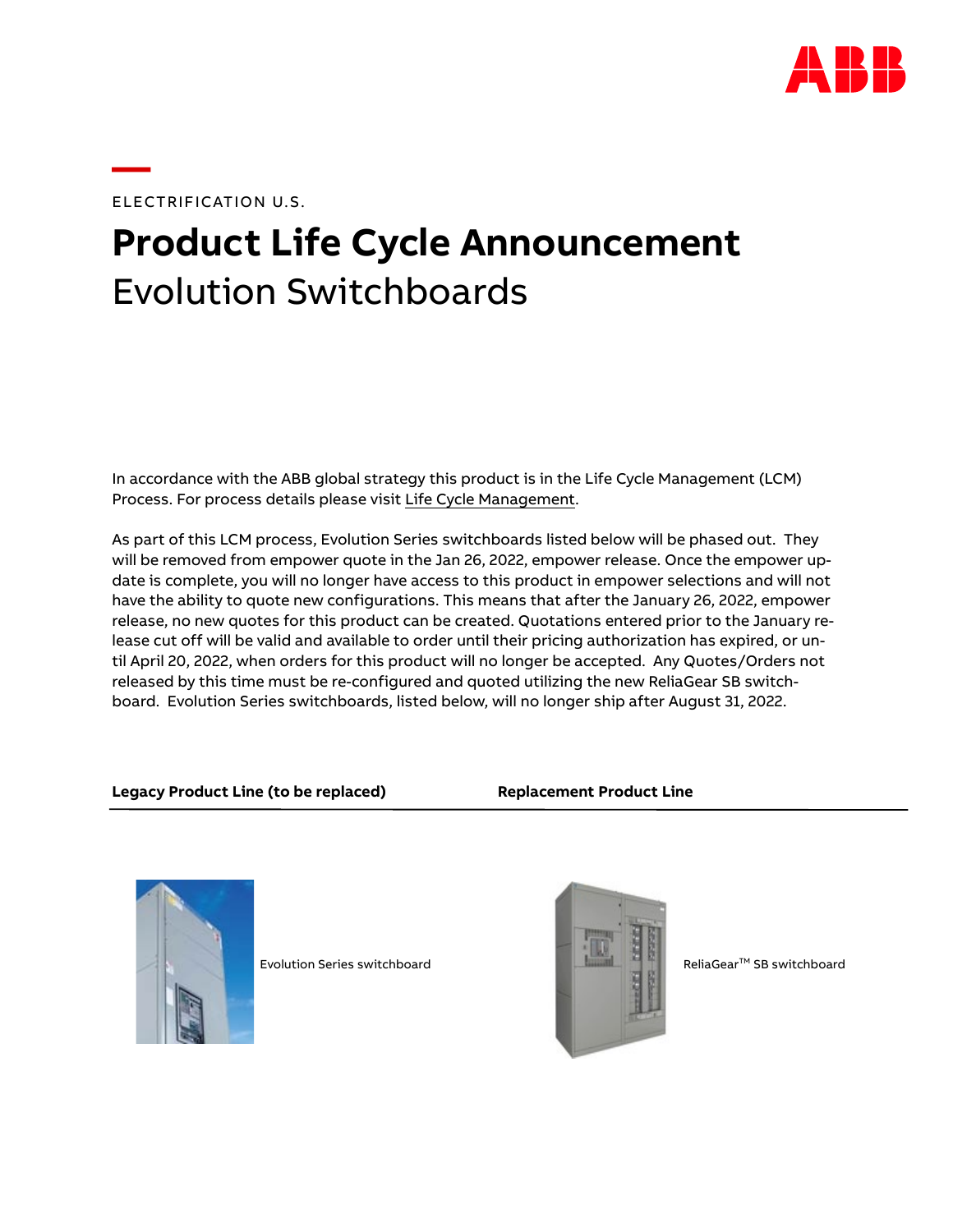ELECTRIFICATION U.S.

# Product Life Cycle Announcement

## Evolution Switchboards

In accordance with the ABB global strategy this product is in the Life Cycle Management (LCM) Process. For process details please visit Life Cycle Management.

As part of this LCM process, Evolution Series switchboards listed below will be phased out. They will be removed from empower quote in the Jan 26, 2022, empower release. Once the empower update is complete, you will no longer have access to this product in empower selections and will not have the ability to quote new configurations. This means that after the January 26, 2022, empower release, no new quotes for this product can be created. Quotations entered prior to the January release cut off will be valid and available to order until their pricing authorization has expired, or until April 20, 2022, when orders for this product will no longer be accepted. Any Quotes/Orders not released by this time must be re-configured and quoted utilizing the new ReliaGear SB switchboard. Evolution Series switchboards, listed below, will no longer ship after August 31, 2022.

| Legacy Product Line (to be replaced) | Replacement Product Line |
| --- | --- |
| Evolution Series switchboard | ReliaGear™ SB switchboard |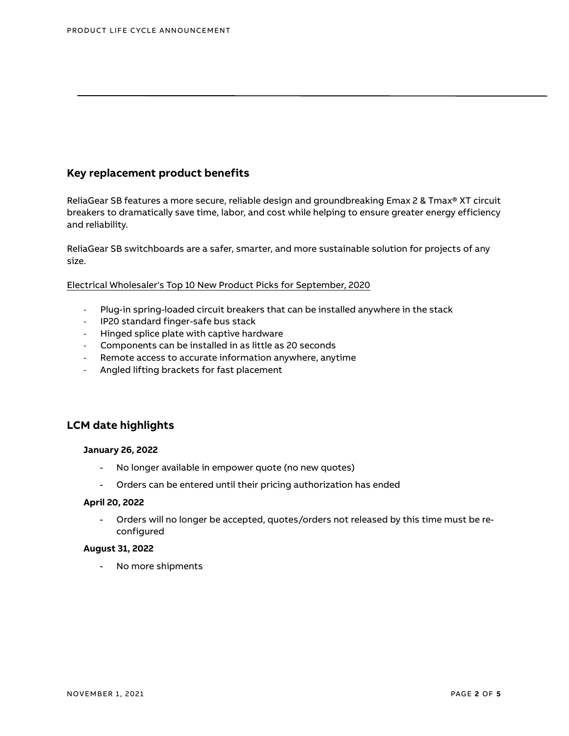## Key replacement product benefits

ReliaGear SB features a more secure, reliable design and groundbreaking Emax 2 & Tmax® XT circuit breakers to dramatically save time, labor, and cost while helping to ensure greater energy efficiency and reliability.

ReliaGear SB switchboards are a safer, smarter, and more sustainable solution for projects of any size.

Electrical Wholesaler's Top 10 New Product Picks for September, 2020

- Plug-in spring-loaded circuit breakers that can be installed anywhere in the stack
- IP20 standard finger-safe bus stack
- Hinged splice plate with captive hardware
- Components can be installed in as little as 20 seconds
- Remote access to accurate information anywhere, anytime
- Angled lifting brackets for fast placement

## LCM date highlights

**January 26, 2022**

- No longer available in empower quote (no new quotes)
- Orders can be entered until their pricing authorization has ended

**April 20, 2022**

- Orders will no longer be accepted, quotes/orders not released by this time must be re-configured

**August 31, 2022**

- No more shipments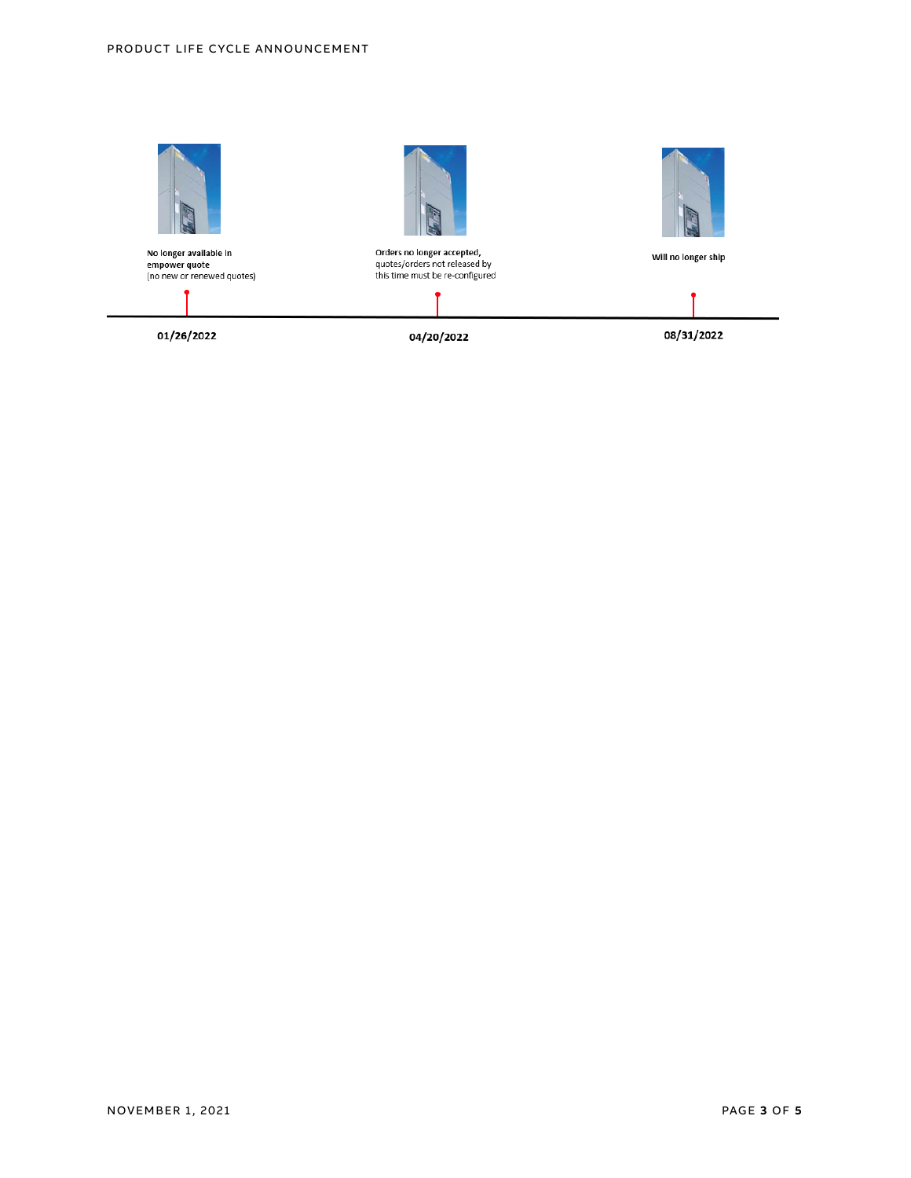No longer available in empower quote (no new or renewed quotes)

**01/26/2022**

Orders no longer accepted, quotes/orders not released by this time must be re-configured

**04/20/2022**

Will no longer ship

**08/31/2022**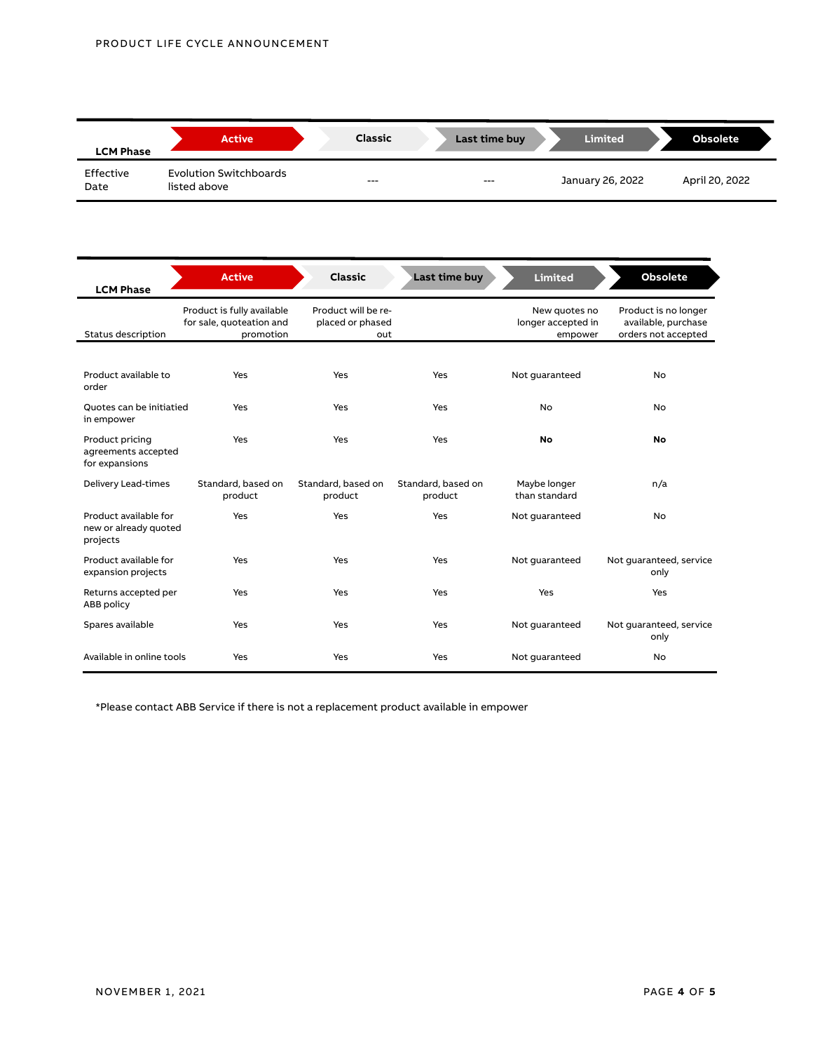| LCM Phase | Active | Classic | Last time buy | Limited | Obsolete |
|---|---|---|---|---|---|
| Effective Date | Evolution Switchboards listed above | --- | --- | January 26, 2022 | April 20, 2022 |

| LCM Phase | Active | Classic | Last time buy | Limited | Obsolete |
|---|---|---|---|---|---|
| Status description | Product is fully available for sale, quotation and promotion | Product will be re-placed or phased out | | New quotes no longer accepted in empower | Product is no longer available, purchase orders not accepted |
| Product available to order | Yes | Yes | Yes | Not guaranteed | No |
| Quotes can be initiatied in empower | Yes | Yes | Yes | No | No |
| Product pricing agreements accepted for expansions | Yes | Yes | Yes | **No** | **No** |
| Delivery Lead-times | Standard, based on product | Standard, based on product | Standard, based on product | Maybe longer than standard | n/a |
| Product available for new or already quoted projects | Yes | Yes | Yes | Not guaranteed | No |
| Product available for expansion projects | Yes | Yes | Yes | Not guaranteed | Not guaranteed, service only |
| Returns accepted per ABB policy | Yes | Yes | Yes | Yes | Yes |
| Spares available | Yes | Yes | Yes | Not guaranteed | Not guaranteed, service only |
| Available in online tools | Yes | Yes | Yes | Not guaranteed | No |

*Please contact ABB Service if there is not a replacement product available in empower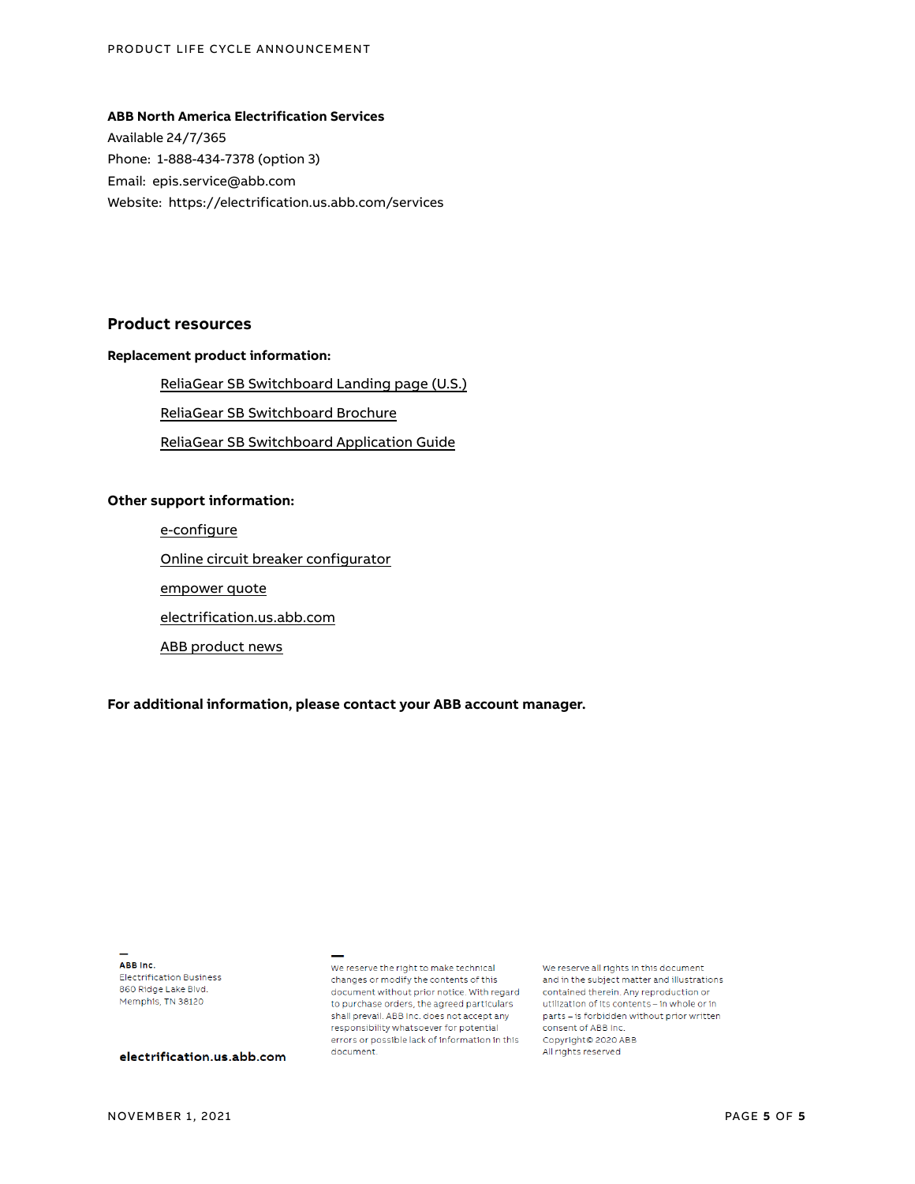**ABB North America Electrification Services**
Available 24/7/365
Phone: 1-888-434-7378 (option 3)
Email: epis.service@abb.com
Website: https://electrification.us.abb.com/services

## Product resources

**Replacement product information:**

- ReliaGear SB Switchboard Landing page (U.S.)
- ReliaGear SB Switchboard Brochure
- ReliaGear SB Switchboard Application Guide

**Other support information:**

- e-configure
- Online circuit breaker configurator
- empower quote
- electrification.us.abb.com
- ABB product news

**For additional information, please contact your ABB account manager.**

**ABB Inc.**
Electrification Business
860 Ridge Lake Blvd.
Memphis, TN 38120

**electrification.us.abb.com**

We reserve the right to make technical changes or modify the contents of this document without prior notice. With regard to purchase orders, the agreed particulars shall prevail. ABB Inc. does not accept any responsibility whatsoever for potential errors or possible lack of information in this document.

We reserve all rights in this document and in the subject matter and illustrations contained therein. Any reproduction or utilization of its contents – in whole or in parts – is forbidden without prior written consent of ABB Inc.
Copyright© 2020 ABB
All rights reserved

NOVEMBER 1, 2021